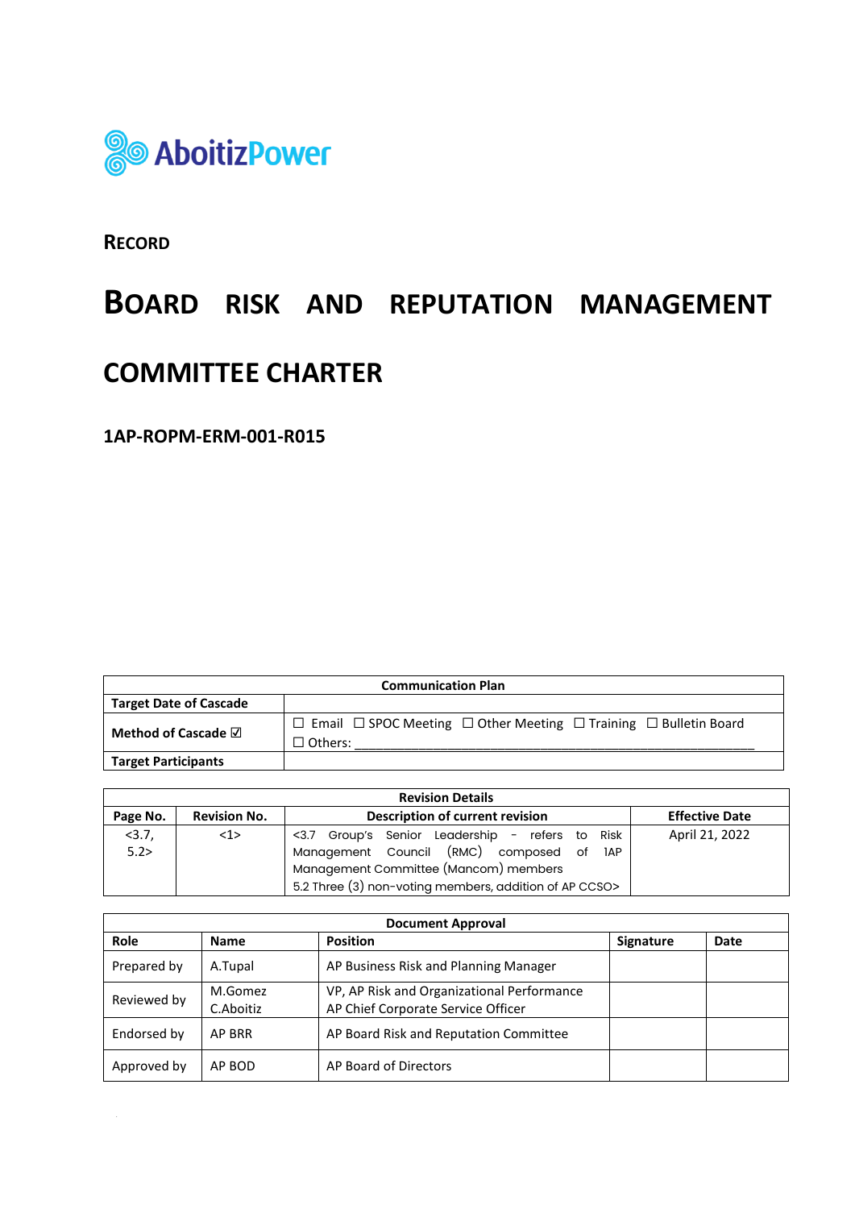AboitizPower

**RECORD**

# BOARD RISK AND REPUTATION MANAGEMENT COMMITTEE CHARTER

**1AP-ROPM-ERM-001-R015**

| Communication Plan | |
|---|---|
| **Target Date of Cascade** | |
| **Method of Cascade ☑** | ☐ Email ☐ SPOC Meeting ☐ Other Meeting ☐ Training ☐ Bulletin Board ☐ Others: ____________________ |
| **Target Participants** | |

| Revision Details | | | |
|---|---|---|---|
| **Page No.** | **Revision No.** | **Description of current revision** | **Effective Date** |
| <3.7, 5.2> | <1> | <3.7 Group's Senior Leadership - refers to Risk Management Council (RMC) composed of 1AP Management Committee (Mancom) members<br>5.2 Three (3) non-voting members, addition of AP CCSO> | April 21, 2022 |

| Document Approval | | | | |
|---|---|---|---|---|
| **Role** | **Name** | **Position** | **Signature** | **Date** |
| Prepared by | A.Tupal | AP Business Risk and Planning Manager | | |
| Reviewed by | M.Gomez<br>C.Aboitiz | VP, AP Risk and Organizational Performance<br>AP Chief Corporate Service Officer | | |
| Endorsed by | AP BRR | AP Board Risk and Reputation Committee | | |
| Approved by | AP BOD | AP Board of Directors | | |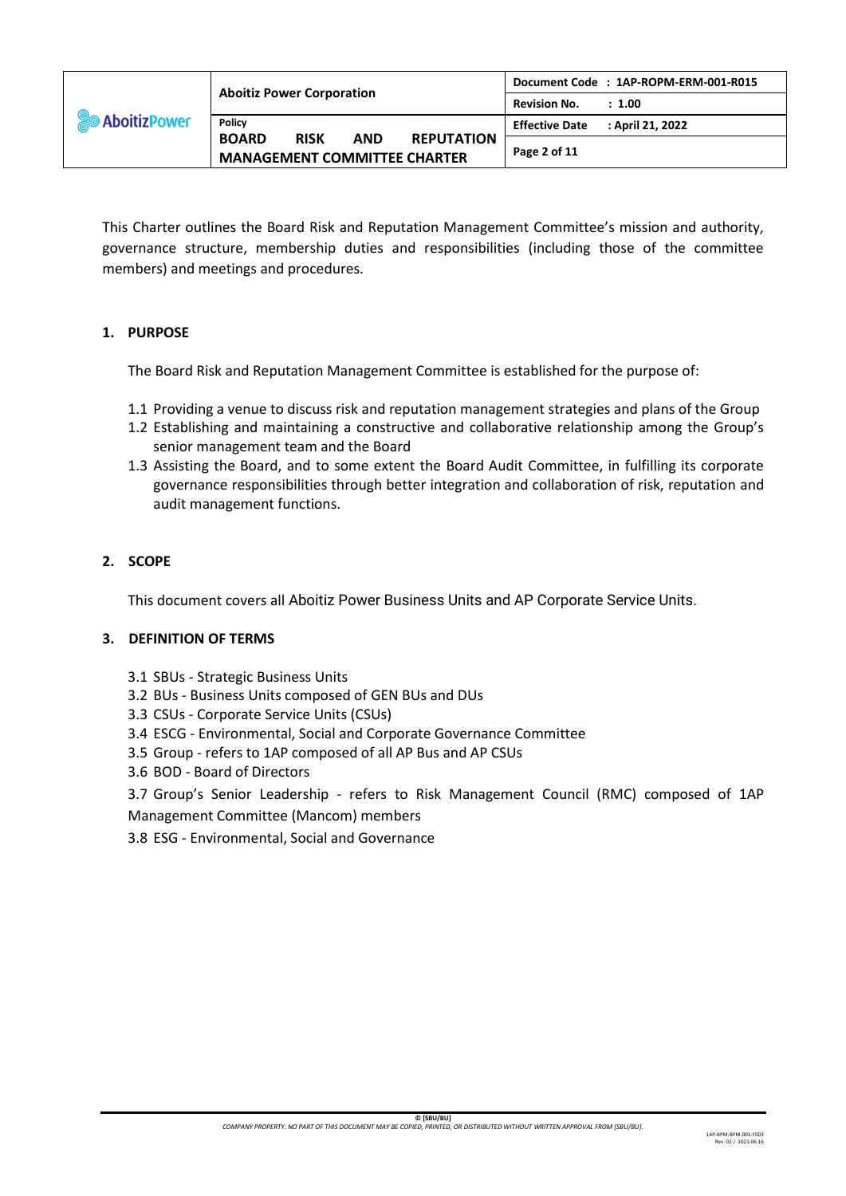This Charter outlines the Board Risk and Reputation Management Committee's mission and authority, governance structure, membership duties and responsibilities (including those of the committee members) and meetings and procedures.

## 1. PURPOSE

The Board Risk and Reputation Management Committee is established for the purpose of:

1.1 Providing a venue to discuss risk and reputation management strategies and plans of the Group

1.2 Establishing and maintaining a constructive and collaborative relationship among the Group's senior management team and the Board

1.3 Assisting the Board, and to some extent the Board Audit Committee, in fulfilling its corporate governance responsibilities through better integration and collaboration of risk, reputation and audit management functions.

## 2. SCOPE

This document covers all Aboitiz Power Business Units and AP Corporate Service Units.

## 3. DEFINITION OF TERMS

3.1 SBUs - Strategic Business Units

3.2 BUs - Business Units composed of GEN BUs and DUs

3.3 CSUs - Corporate Service Units (CSUs)

3.4 ESCG - Environmental, Social and Corporate Governance Committee

3.5 Group - refers to 1AP composed of all AP Bus and AP CSUs

3.6 BOD - Board of Directors

3.7 Group's Senior Leadership - refers to Risk Management Council (RMC) composed of 1AP Management Committee (Mancom) members

3.8 ESG - Environmental, Social and Governance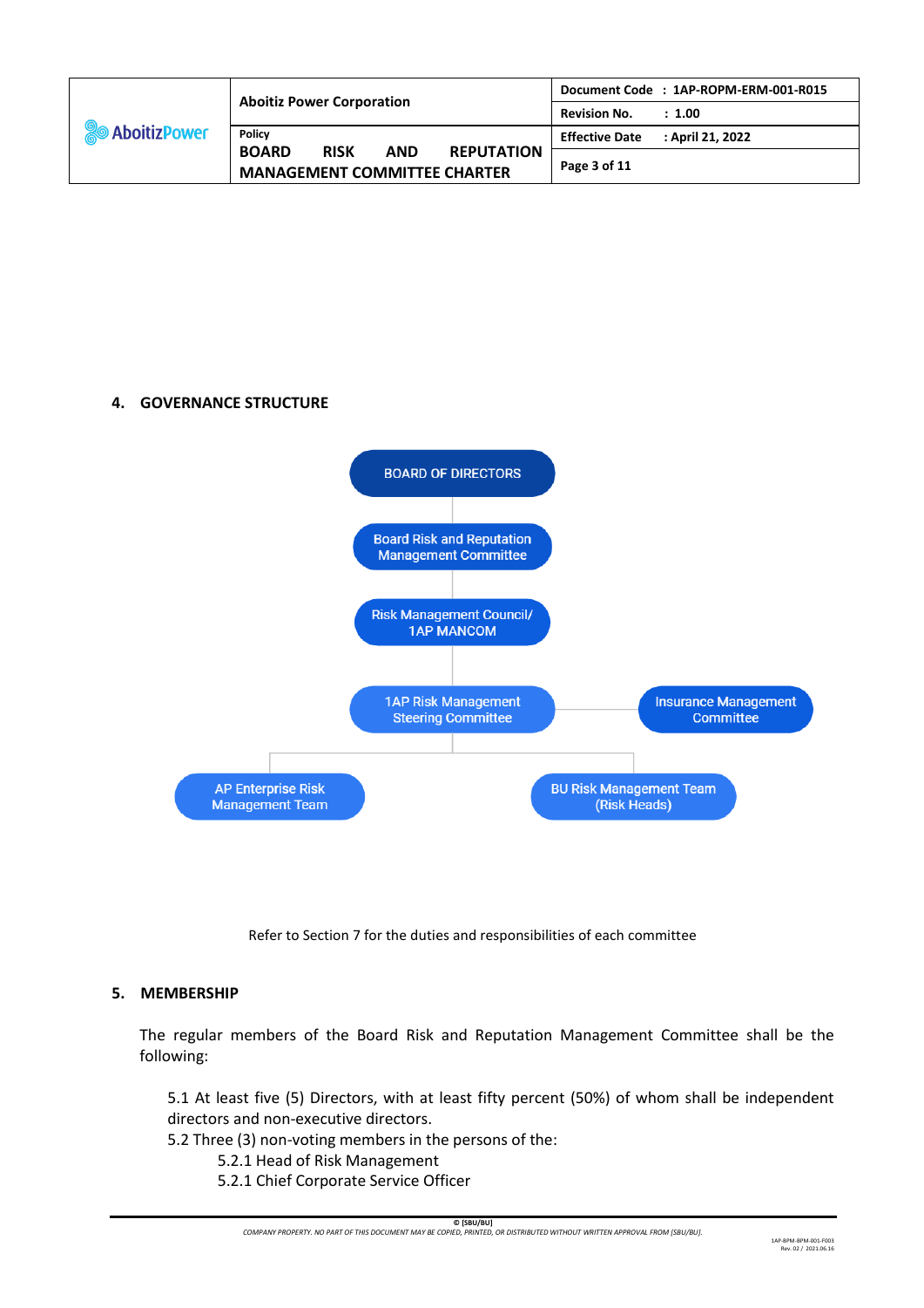## 4. GOVERNANCE STRUCTURE

BOARD OF DIRECTORS

Board Risk and Reputation Management Committee

Risk Management Council/ 1AP MANCOM

1AP Risk Management Steering Committee

Insurance Management Committee

AP Enterprise Risk Management Team

BU Risk Management Team (Risk Heads)

Refer to Section 7 for the duties and responsibilities of each committee

## 5. MEMBERSHIP

The regular members of the Board Risk and Reputation Management Committee shall be the following:

5.1 At least five (5) Directors, with at least fifty percent (50%) of whom shall be independent directors and non-executive directors.

5.2 Three (3) non-voting members in the persons of the:

5.2.1 Head of Risk Management

5.2.1 Chief Corporate Service Officer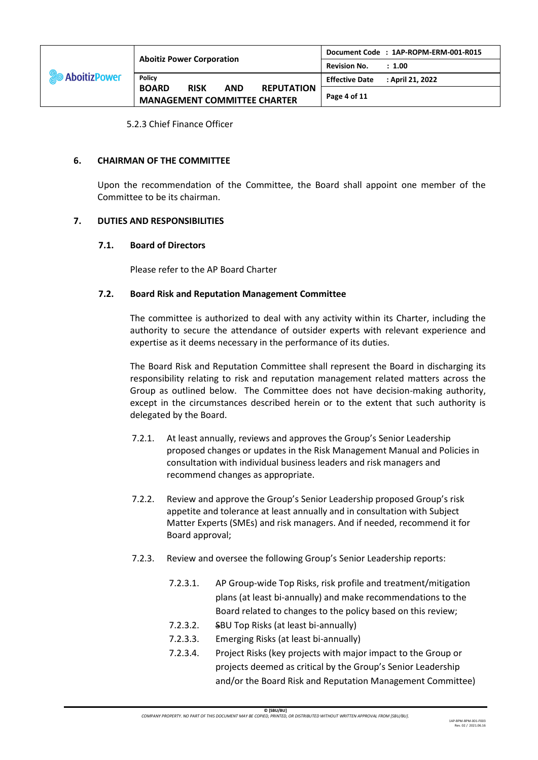5.2.3 Chief Finance Officer

## 6. CHAIRMAN OF THE COMMITTEE

Upon the recommendation of the Committee, the Board shall appoint one member of the Committee to be its chairman.

## 7. DUTIES AND RESPONSIBILITIES

### 7.1. Board of Directors

Please refer to the AP Board Charter

### 7.2. Board Risk and Reputation Management Committee

The committee is authorized to deal with any activity within its Charter, including the authority to secure the attendance of outsider experts with relevant experience and expertise as it deems necessary in the performance of its duties.

The Board Risk and Reputation Committee shall represent the Board in discharging its responsibility relating to risk and reputation management related matters across the Group as outlined below. The Committee does not have decision-making authority, except in the circumstances described herein or to the extent that such authority is delegated by the Board.

7.2.1. At least annually, reviews and approves the Group's Senior Leadership proposed changes or updates in the Risk Management Manual and Policies in consultation with individual business leaders and risk managers and recommend changes as appropriate.

7.2.2. Review and approve the Group's Senior Leadership proposed Group's risk appetite and tolerance at least annually and in consultation with Subject Matter Experts (SMEs) and risk managers. And if needed, recommend it for Board approval;

7.2.3. Review and oversee the following Group's Senior Leadership reports:

- 7.2.3.1. AP Group-wide Top Risks, risk profile and treatment/mitigation plans (at least bi-annually) and make recommendations to the Board related to changes to the policy based on this review;
- 7.2.3.2. SBU Top Risks (at least bi-annually)
- 7.2.3.3. Emerging Risks (at least bi-annually)
- 7.2.3.4. Project Risks (key projects with major impact to the Group or projects deemed as critical by the Group's Senior Leadership and/or the Board Risk and Reputation Management Committee)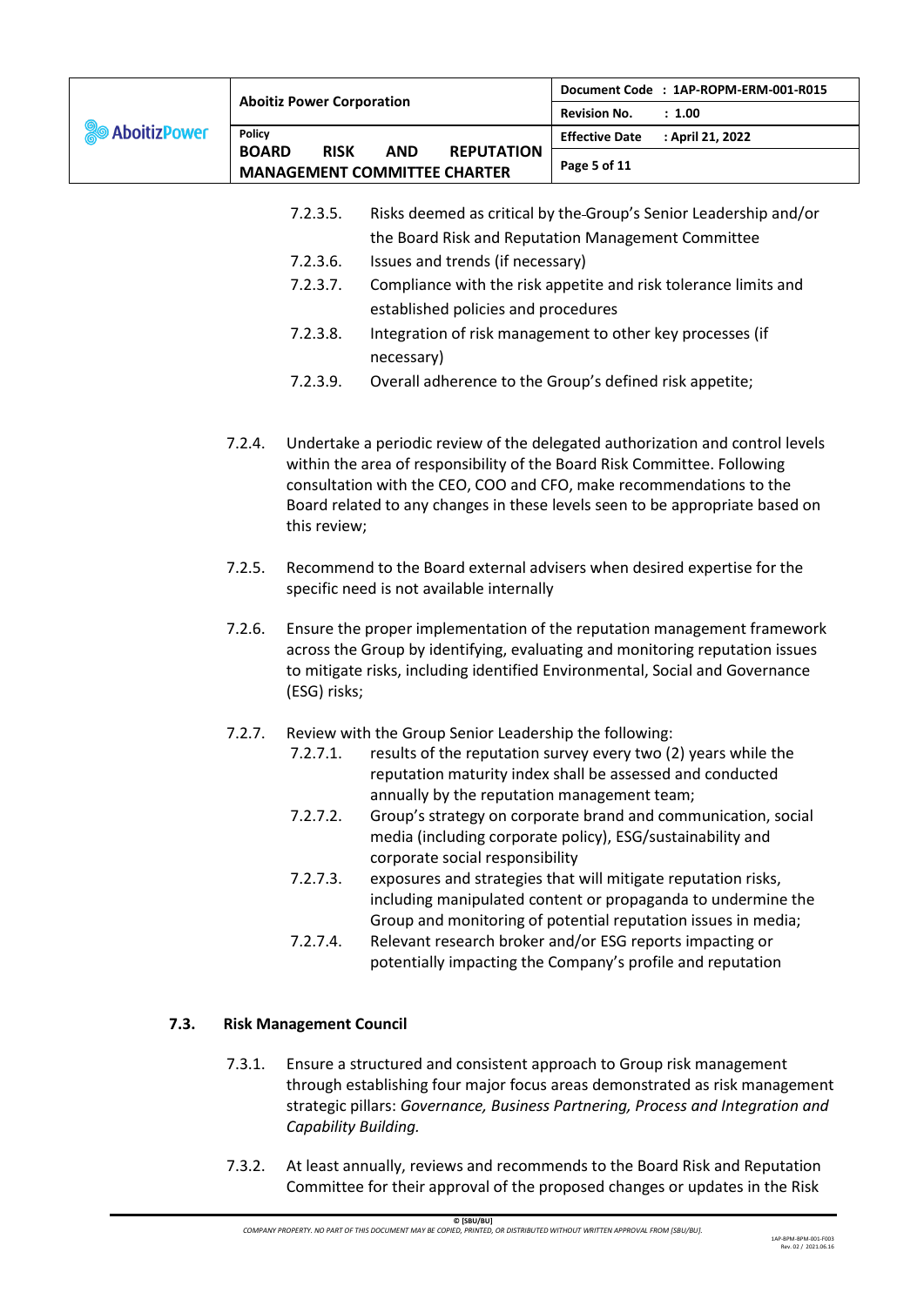7.2.3.5. Risks deemed as critical by the Group's Senior Leadership and/or the Board Risk and Reputation Management Committee

7.2.3.6. Issues and trends (if necessary)

7.2.3.7. Compliance with the risk appetite and risk tolerance limits and established policies and procedures

7.2.3.8. Integration of risk management to other key processes (if necessary)

7.2.3.9. Overall adherence to the Group's defined risk appetite;

7.2.4. Undertake a periodic review of the delegated authorization and control levels within the area of responsibility of the Board Risk Committee. Following consultation with the CEO, COO and CFO, make recommendations to the Board related to any changes in these levels seen to be appropriate based on this review;

7.2.5. Recommend to the Board external advisers when desired expertise for the specific need is not available internally

7.2.6. Ensure the proper implementation of the reputation management framework across the Group by identifying, evaluating and monitoring reputation issues to mitigate risks, including identified Environmental, Social and Governance (ESG) risks;

7.2.7. Review with the Group Senior Leadership the following:

7.2.7.1. results of the reputation survey every two (2) years while the reputation maturity index shall be assessed and conducted annually by the reputation management team;

7.2.7.2. Group's strategy on corporate brand and communication, social media (including corporate policy), ESG/sustainability and corporate social responsibility

7.2.7.3. exposures and strategies that will mitigate reputation risks, including manipulated content or propaganda to undermine the Group and monitoring of potential reputation issues in media;

7.2.7.4. Relevant research broker and/or ESG reports impacting or potentially impacting the Company's profile and reputation

## 7.3. Risk Management Council

7.3.1. Ensure a structured and consistent approach to Group risk management through establishing four major focus areas demonstrated as risk management strategic pillars: *Governance, Business Partnering, Process and Integration and Capability Building.*

7.3.2. At least annually, reviews and recommends to the Board Risk and Reputation Committee for their approval of the proposed changes or updates in the Risk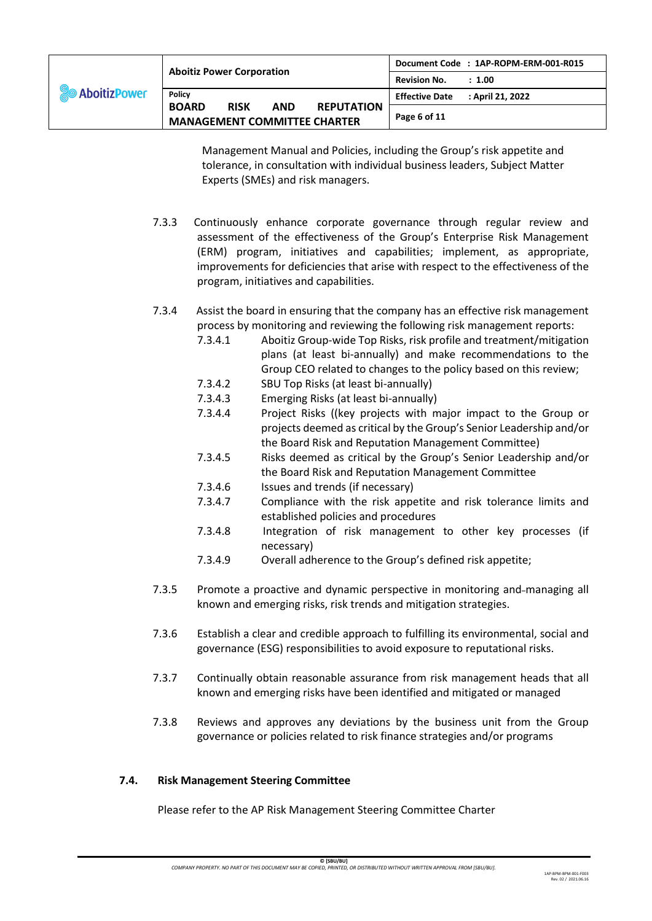Management Manual and Policies, including the Group's risk appetite and tolerance, in consultation with individual business leaders, Subject Matter Experts (SMEs) and risk managers.

7.3.3 Continuously enhance corporate governance through regular review and assessment of the effectiveness of the Group's Enterprise Risk Management (ERM) program, initiatives and capabilities; implement, as appropriate, improvements for deficiencies that arise with respect to the effectiveness of the program, initiatives and capabilities.

7.3.4 Assist the board in ensuring that the company has an effective risk management process by monitoring and reviewing the following risk management reports:

- 7.3.4.1 Aboitiz Group-wide Top Risks, risk profile and treatment/mitigation plans (at least bi-annually) and make recommendations to the Group CEO related to changes to the policy based on this review;
- 7.3.4.2 SBU Top Risks (at least bi-annually)
- 7.3.4.3 Emerging Risks (at least bi-annually)
- 7.3.4.4 Project Risks ((key projects with major impact to the Group or projects deemed as critical by the Group's Senior Leadership and/or the Board Risk and Reputation Management Committee)
- 7.3.4.5 Risks deemed as critical by the Group's Senior Leadership and/or the Board Risk and Reputation Management Committee
- 7.3.4.6 Issues and trends (if necessary)
- 7.3.4.7 Compliance with the risk appetite and risk tolerance limits and established policies and procedures
- 7.3.4.8 Integration of risk management to other key processes (if necessary)
- 7.3.4.9 Overall adherence to the Group's defined risk appetite;

7.3.5 Promote a proactive and dynamic perspective in monitoring and managing all known and emerging risks, risk trends and mitigation strategies.

7.3.6 Establish a clear and credible approach to fulfilling its environmental, social and governance (ESG) responsibilities to avoid exposure to reputational risks.

7.3.7 Continually obtain reasonable assurance from risk management heads that all known and emerging risks have been identified and mitigated or managed

7.3.8 Reviews and approves any deviations by the business unit from the Group governance or policies related to risk finance strategies and/or programs

### 7.4. Risk Management Steering Committee

Please refer to the AP Risk Management Steering Committee Charter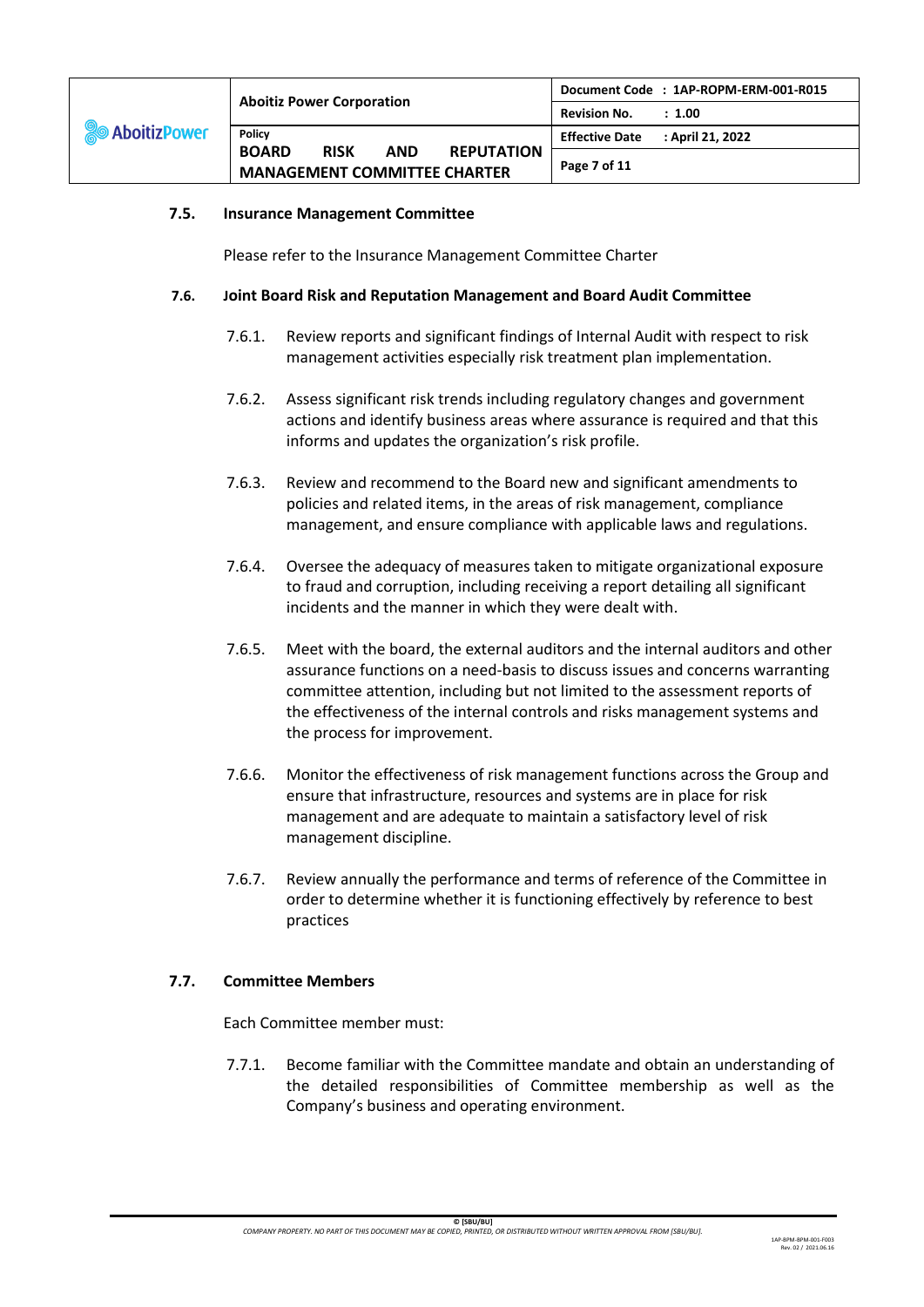### 7.5. Insurance Management Committee

Please refer to the Insurance Management Committee Charter

### 7.6. Joint Board Risk and Reputation Management and Board Audit Committee

7.6.1. Review reports and significant findings of Internal Audit with respect to risk management activities especially risk treatment plan implementation.

7.6.2. Assess significant risk trends including regulatory changes and government actions and identify business areas where assurance is required and that this informs and updates the organization's risk profile.

7.6.3. Review and recommend to the Board new and significant amendments to policies and related items, in the areas of risk management, compliance management, and ensure compliance with applicable laws and regulations.

7.6.4. Oversee the adequacy of measures taken to mitigate organizational exposure to fraud and corruption, including receiving a report detailing all significant incidents and the manner in which they were dealt with.

7.6.5. Meet with the board, the external auditors and the internal auditors and other assurance functions on a need-basis to discuss issues and concerns warranting committee attention, including but not limited to the assessment reports of the effectiveness of the internal controls and risks management systems and the process for improvement.

7.6.6. Monitor the effectiveness of risk management functions across the Group and ensure that infrastructure, resources and systems are in place for risk management and are adequate to maintain a satisfactory level of risk management discipline.

7.6.7. Review annually the performance and terms of reference of the Committee in order to determine whether it is functioning effectively by reference to best practices

### 7.7. Committee Members

Each Committee member must:

7.7.1. Become familiar with the Committee mandate and obtain an understanding of the detailed responsibilities of Committee membership as well as the Company's business and operating environment.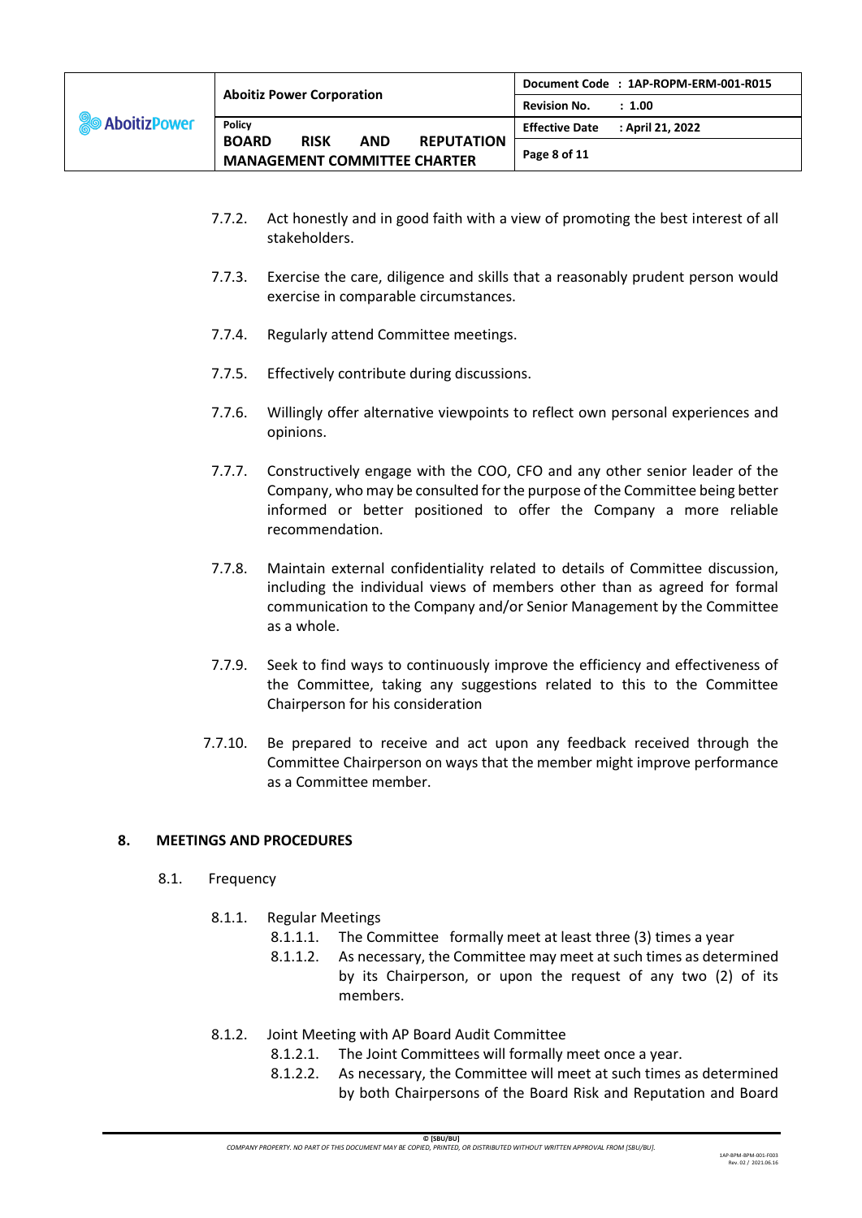7.7.2. Act honestly and in good faith with a view of promoting the best interest of all stakeholders.

7.7.3. Exercise the care, diligence and skills that a reasonably prudent person would exercise in comparable circumstances.

7.7.4. Regularly attend Committee meetings.

7.7.5. Effectively contribute during discussions.

7.7.6. Willingly offer alternative viewpoints to reflect own personal experiences and opinions.

7.7.7. Constructively engage with the COO, CFO and any other senior leader of the Company, who may be consulted for the purpose of the Committee being better informed or better positioned to offer the Company a more reliable recommendation.

7.7.8. Maintain external confidentiality related to details of Committee discussion, including the individual views of members other than as agreed for formal communication to the Company and/or Senior Management by the Committee as a whole.

7.7.9. Seek to find ways to continuously improve the efficiency and effectiveness of the Committee, taking any suggestions related to this to the Committee Chairperson for his consideration

7.7.10. Be prepared to receive and act upon any feedback received through the Committee Chairperson on ways that the member might improve performance as a Committee member.

## 8. MEETINGS AND PROCEDURES

8.1. Frequency

8.1.1. Regular Meetings

8.1.1.1. The Committee formally meet at least three (3) times a year

8.1.1.2. As necessary, the Committee may meet at such times as determined by its Chairperson, or upon the request of any two (2) of its members.

8.1.2. Joint Meeting with AP Board Audit Committee

8.1.2.1. The Joint Committees will formally meet once a year.

8.1.2.2. As necessary, the Committee will meet at such times as determined by both Chairpersons of the Board Risk and Reputation and Board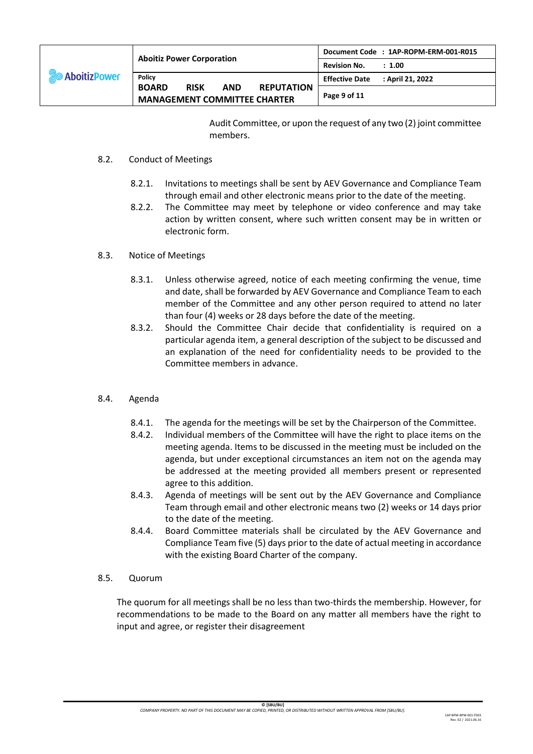Audit Committee, or upon the request of any two (2) joint committee members.

8.2. Conduct of Meetings

8.2.1. Invitations to meetings shall be sent by AEV Governance and Compliance Team through email and other electronic means prior to the date of the meeting.

8.2.2. The Committee may meet by telephone or video conference and may take action by written consent, where such written consent may be in written or electronic form.

8.3. Notice of Meetings

8.3.1. Unless otherwise agreed, notice of each meeting confirming the venue, time and date, shall be forwarded by AEV Governance and Compliance Team to each member of the Committee and any other person required to attend no later than four (4) weeks or 28 days before the date of the meeting.

8.3.2. Should the Committee Chair decide that confidentiality is required on a particular agenda item, a general description of the subject to be discussed and an explanation of the need for confidentiality needs to be provided to the Committee members in advance.

8.4. Agenda

8.4.1. The agenda for the meetings will be set by the Chairperson of the Committee.

8.4.2. Individual members of the Committee will have the right to place items on the meeting agenda. Items to be discussed in the meeting must be included on the agenda, but under exceptional circumstances an item not on the agenda may be addressed at the meeting provided all members present or represented agree to this addition.

8.4.3. Agenda of meetings will be sent out by the AEV Governance and Compliance Team through email and other electronic means two (2) weeks or 14 days prior to the date of the meeting.

8.4.4. Board Committee materials shall be circulated by the AEV Governance and Compliance Team five (5) days prior to the date of actual meeting in accordance with the existing Board Charter of the company.

8.5. Quorum

The quorum for all meetings shall be no less than two-thirds the membership. However, for recommendations to be made to the Board on any matter all members have the right to input and agree, or register their disagreement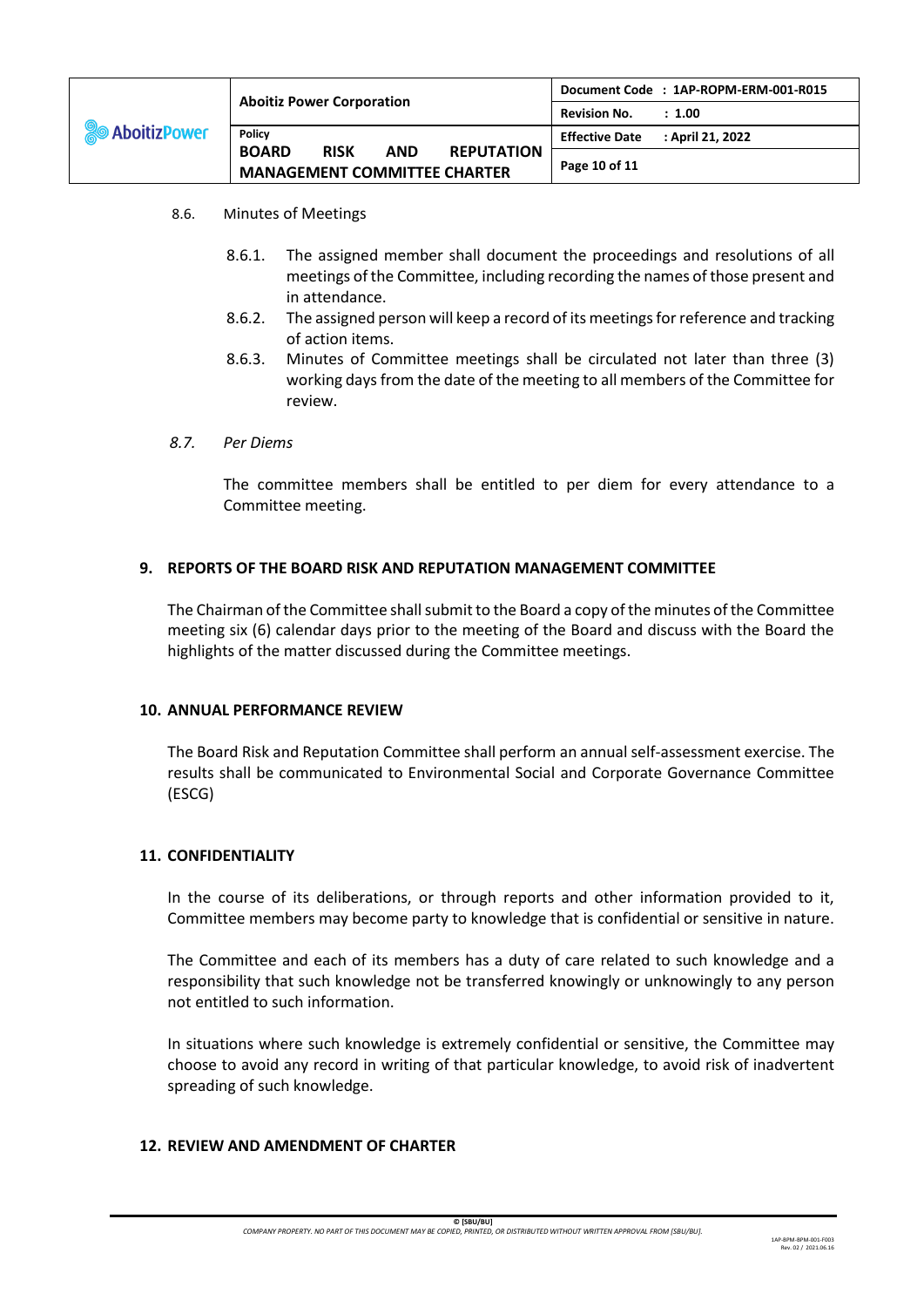8.6. Minutes of Meetings

8.6.1. The assigned member shall document the proceedings and resolutions of all meetings of the Committee, including recording the names of those present and in attendance.

8.6.2. The assigned person will keep a record of its meetings for reference and tracking of action items.

8.6.3. Minutes of Committee meetings shall be circulated not later than three (3) working days from the date of the meeting to all members of the Committee for review.

*8.7. Per Diems*

The committee members shall be entitled to per diem for every attendance to a Committee meeting.

## 9. REPORTS OF THE BOARD RISK AND REPUTATION MANAGEMENT COMMITTEE

The Chairman of the Committee shall submit to the Board a copy of the minutes of the Committee meeting six (6) calendar days prior to the meeting of the Board and discuss with the Board the highlights of the matter discussed during the Committee meetings.

## 10. ANNUAL PERFORMANCE REVIEW

The Board Risk and Reputation Committee shall perform an annual self-assessment exercise. The results shall be communicated to Environmental Social and Corporate Governance Committee (ESCG)

## 11. CONFIDENTIALITY

In the course of its deliberations, or through reports and other information provided to it, Committee members may become party to knowledge that is confidential or sensitive in nature.

The Committee and each of its members has a duty of care related to such knowledge and a responsibility that such knowledge not be transferred knowingly or unknowingly to any person not entitled to such information.

In situations where such knowledge is extremely confidential or sensitive, the Committee may choose to avoid any record in writing of that particular knowledge, to avoid risk of inadvertent spreading of such knowledge.

## 12. REVIEW AND AMENDMENT OF CHARTER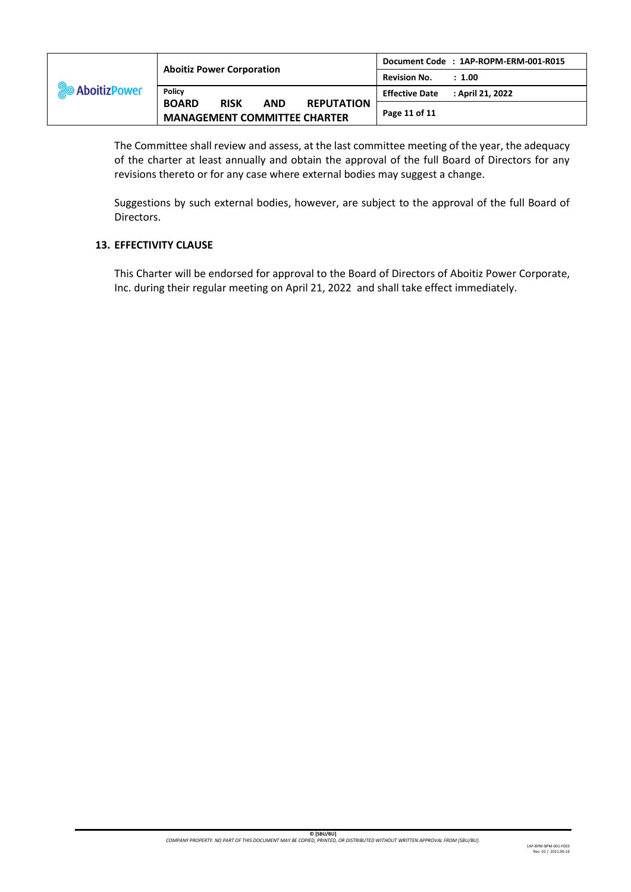The Committee shall review and assess, at the last committee meeting of the year, the adequacy of the charter at least annually and obtain the approval of the full Board of Directors for any revisions thereto or for any case where external bodies may suggest a change.

Suggestions by such external bodies, however, are subject to the approval of the full Board of Directors.

## 13. EFFECTIVITY CLAUSE

This Charter will be endorsed for approval to the Board of Directors of Aboitiz Power Corporate, Inc. during their regular meeting on April 21, 2022 and shall take effect immediately.